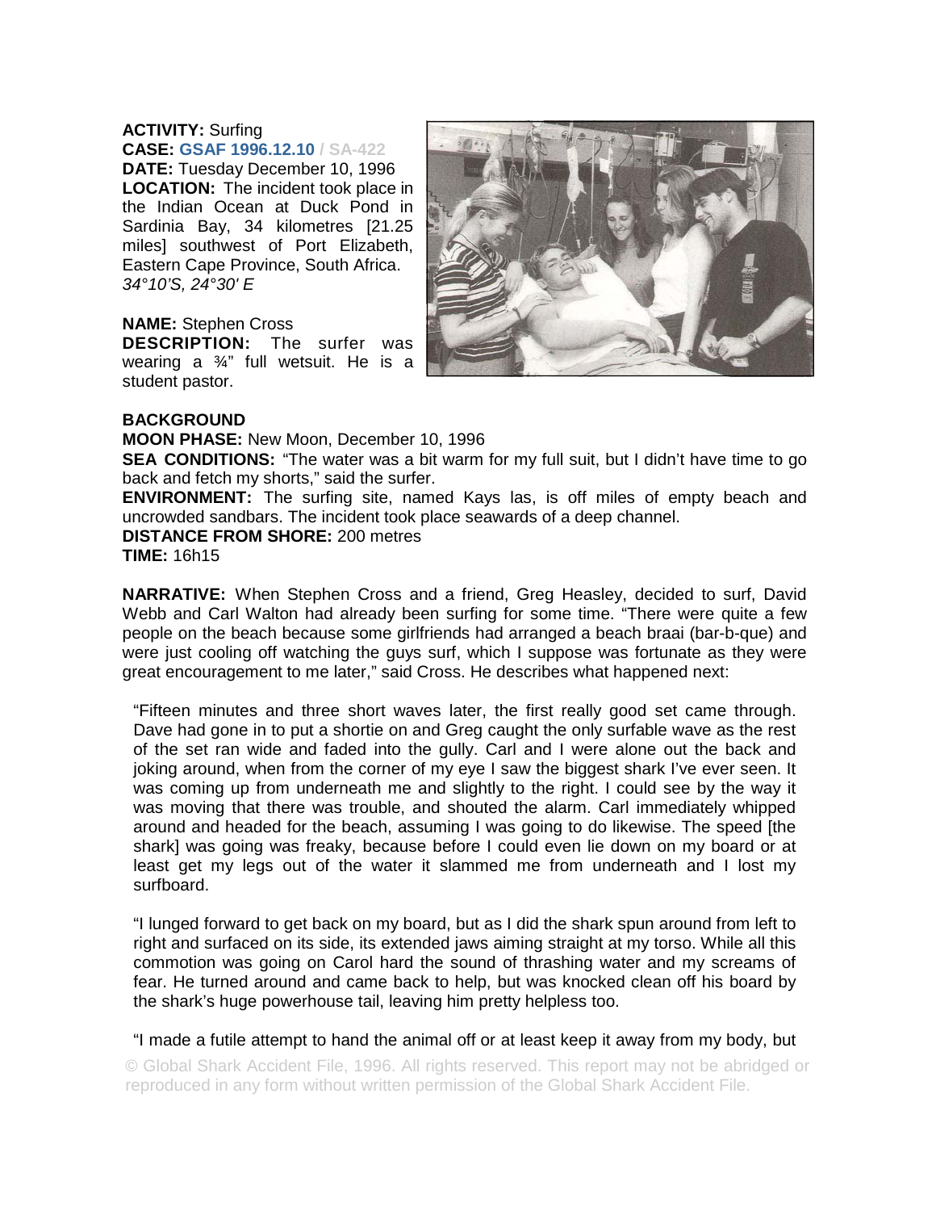**ACTIVITY:** Surfing
**CASE: GSAF 1996.12.10 / SA-422**
**DATE:** Tuesday December 10, 1996
**LOCATION:** The incident took place in the Indian Ocean at Duck Pond in Sardinia Bay, 34 kilometres [21.25 miles] southwest of Port Elizabeth, Eastern Cape Province, South Africa.
*34°10'S, 24°30' E*

**NAME:** Stephen Cross
**DESCRIPTION:** The surfer was wearing a ¾" full wetsuit. He is a student pastor.

**BACKGROUND**
**MOON PHASE:** New Moon, December 10, 1996
**SEA CONDITIONS:** "The water was a bit warm for my full suit, but I didn't have time to go back and fetch my shorts," said the surfer.
**ENVIRONMENT:** The surfing site, named Kays las, is off miles of empty beach and uncrowded sandbars. The incident took place seawards of a deep channel.
**DISTANCE FROM SHORE:** 200 metres
**TIME:** 16h15

**NARRATIVE:** When Stephen Cross and a friend, Greg Heasley, decided to surf, David Webb and Carl Walton had already been surfing for some time. "There were quite a few people on the beach because some girlfriends had arranged a beach braai (bar-b-que) and were just cooling off watching the guys surf, which I suppose was fortunate as they were great encouragement to me later," said Cross. He describes what happened next:

> "Fifteen minutes and three short waves later, the first really good set came through. Dave had gone in to put a shortie on and Greg caught the only surfable wave as the rest of the set ran wide and faded into the gully. Carl and I were alone out the back and joking around, when from the corner of my eye I saw the biggest shark I've ever seen. It was coming up from underneath me and slightly to the right. I could see by the way it was moving that there was trouble, and shouted the alarm. Carl immediately whipped around and headed for the beach, assuming I was going to do likewise. The speed [the shark] was going was freaky, because before I could even lie down on my board or at least get my legs out of the water it slammed me from underneath and I lost my surfboard.
>
> "I lunged forward to get back on my board, but as I did the shark spun around from left to right and surfaced on its side, its extended jaws aiming straight at my torso. While all this commotion was going on Carol hard the sound of thrashing water and my screams of fear. He turned around and came back to help, but was knocked clean off his board by the shark's huge powerhouse tail, leaving him pretty helpless too.
>
> "I made a futile attempt to hand the animal off or at least keep it away from my body, but

© Global Shark Accident File, 1996. All rights reserved. This report may not be abridged or reproduced in any form without written permission of the Global Shark Accident File.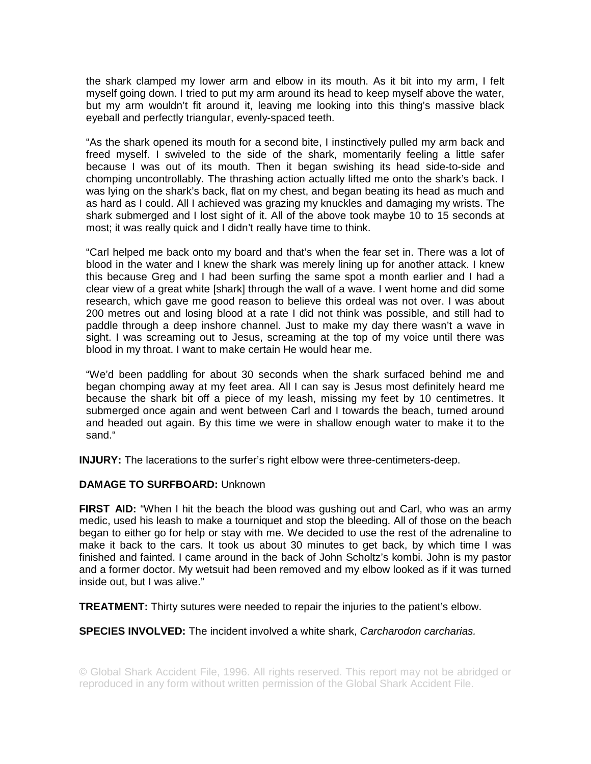the shark clamped my lower arm and elbow in its mouth. As it bit into my arm, I felt myself going down. I tried to put my arm around its head to keep myself above the water, but my arm wouldn't fit around it, leaving me looking into this thing's massive black eyeball and perfectly triangular, evenly-spaced teeth.

"As the shark opened its mouth for a second bite, I instinctively pulled my arm back and freed myself. I swiveled to the side of the shark, momentarily feeling a little safer because I was out of its mouth. Then it began swishing its head side-to-side and chomping uncontrollably. The thrashing action actually lifted me onto the shark's back. I was lying on the shark's back, flat on my chest, and began beating its head as much and as hard as I could. All I achieved was grazing my knuckles and damaging my wrists. The shark submerged and I lost sight of it. All of the above took maybe 10 to 15 seconds at most; it was really quick and I didn't really have time to think.

"Carl helped me back onto my board and that's when the fear set in. There was a lot of blood in the water and I knew the shark was merely lining up for another attack. I knew this because Greg and I had been surfing the same spot a month earlier and I had a clear view of a great white [shark] through the wall of a wave. I went home and did some research, which gave me good reason to believe this ordeal was not over. I was about 200 metres out and losing blood at a rate I did not think was possible, and still had to paddle through a deep inshore channel. Just to make my day there wasn't a wave in sight. I was screaming out to Jesus, screaming at the top of my voice until there was blood in my throat. I want to make certain He would hear me.

"We'd been paddling for about 30 seconds when the shark surfaced behind me and began chomping away at my feet area. All I can say is Jesus most definitely heard me because the shark bit off a piece of my leash, missing my feet by 10 centimetres. It submerged once again and went between Carl and I towards the beach, turned around and headed out again. By this time we were in shallow enough water to make it to the sand."

**INJURY:** The lacerations to the surfer's right elbow were three-centimeters-deep.

**DAMAGE TO SURFBOARD:** Unknown

**FIRST AID:** "When I hit the beach the blood was gushing out and Carl, who was an army medic, used his leash to make a tourniquet and stop the bleeding. All of those on the beach began to either go for help or stay with me. We decided to use the rest of the adrenaline to make it back to the cars. It took us about 30 minutes to get back, by which time I was finished and fainted. I came around in the back of John Scholtz's kombi. John is my pastor and a former doctor. My wetsuit had been removed and my elbow looked as if it was turned inside out, but I was alive."

**TREATMENT:** Thirty sutures were needed to repair the injuries to the patient's elbow.

**SPECIES INVOLVED:** The incident involved a white shark, *Carcharodon carcharias.*

© Global Shark Accident File, 1996. All rights reserved. This report may not be abridged or reproduced in any form without written permission of the Global Shark Accident File.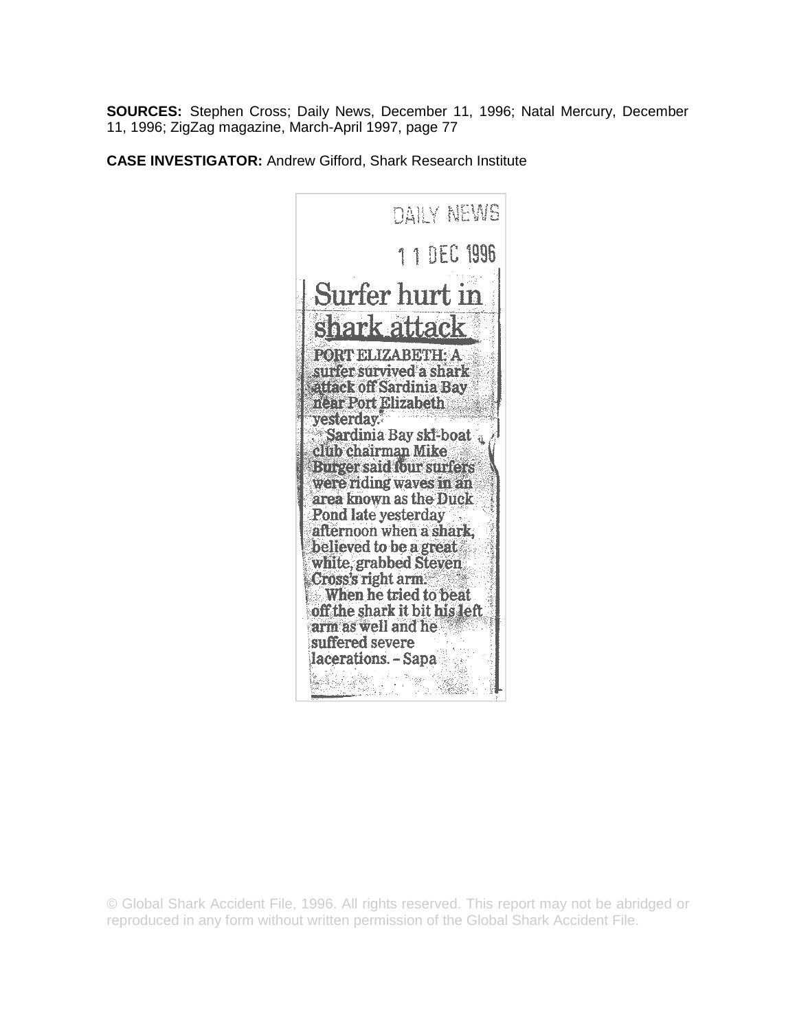**SOURCES:** Stephen Cross; Daily News, December 11, 1996; Natal Mercury, December 11, 1996; ZigZag magazine, March-April 1997, page 77

**CASE INVESTIGATOR:** Andrew Gifford, Shark Research Institute

DAILY NEWS

11 DEC 1996

## Surfer hurt in shark attack

PORT ELIZABETH: A surfer survived a shark attack off Sardinia Bay near Port Elizabeth yesterday.

Sardinia Bay ski-boat club chairman Mike Burger said four surfers were riding waves in an area known as the Duck Pond late yesterday afternoon when a shark, believed to be a great white, grabbed Steven Cross's right arm.

When he tried to beat off the shark it bit his left arm as well and he suffered severe lacerations. – Sapa

© Global Shark Accident File, 1996. All rights reserved. This report may not be abridged or reproduced in any form without written permission of the Global Shark Accident File.